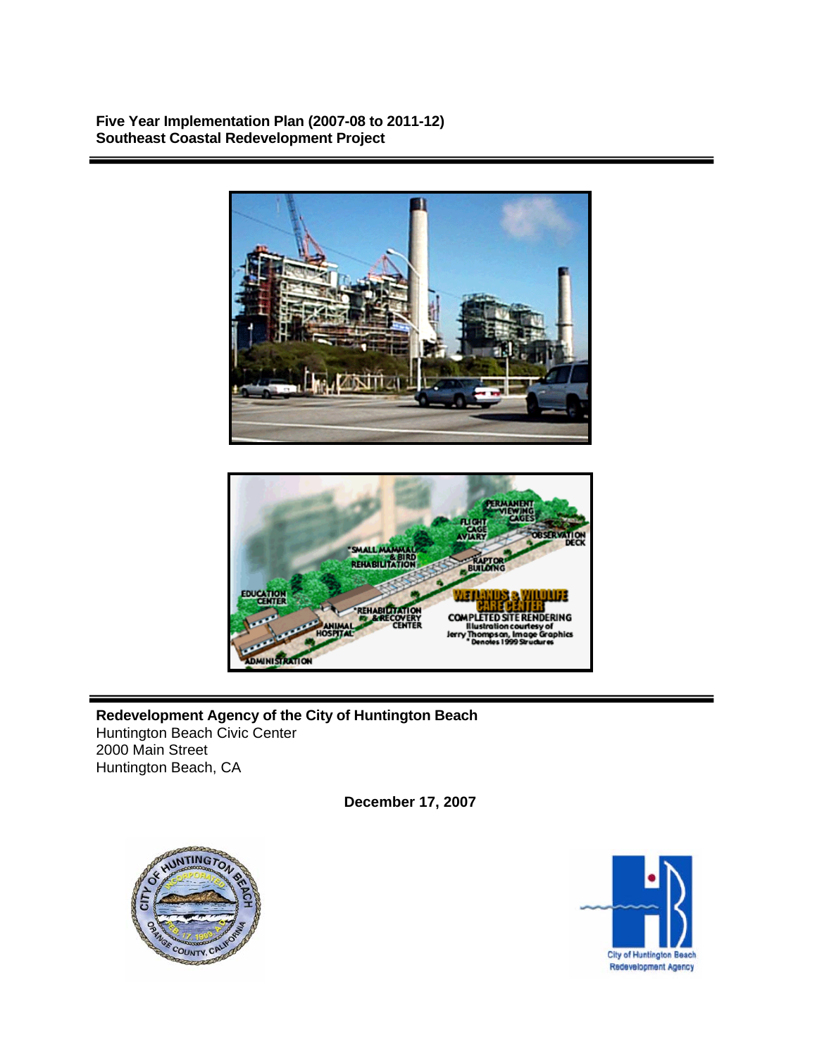**Five Year Implementation Plan (2007-08 to 2011-12)**
**Southeast Coastal Redevelopment Project**

**Redevelopment Agency of the City of Huntington Beach**
Huntington Beach Civic Center
2000 Main Street
Huntington Beach, CA

**December 17, 2007**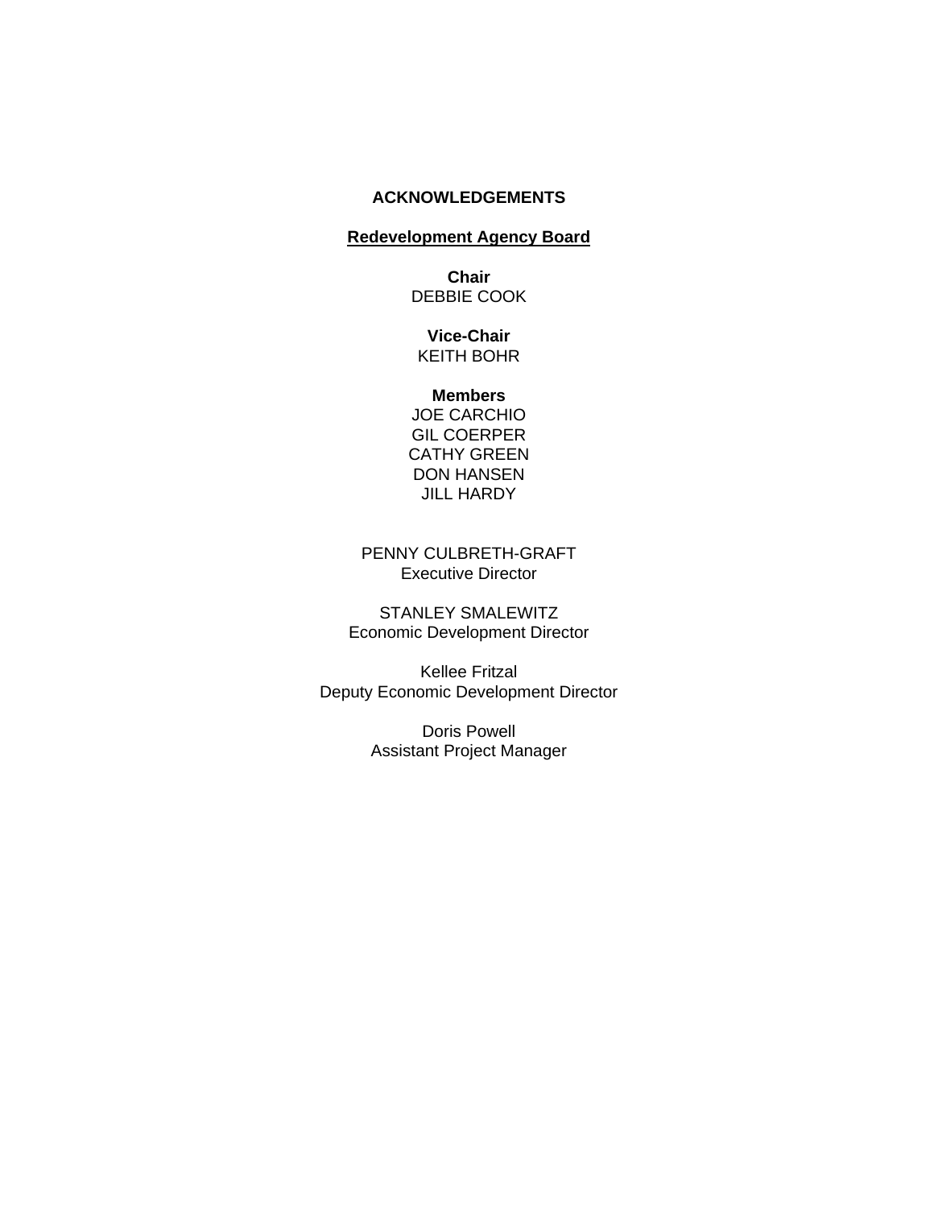# ACKNOWLEDGEMENTS

## Redevelopment Agency Board

**Chair**
DEBBIE COOK

**Vice-Chair**
KEITH BOHR

**Members**
JOE CARCHIO
GIL COERPER
CATHY GREEN
DON HANSEN
JILL HARDY

PENNY CULBRETH-GRAFT
Executive Director

STANLEY SMALEWITZ
Economic Development Director

Kellee Fritzal
Deputy Economic Development Director

Doris Powell
Assistant Project Manager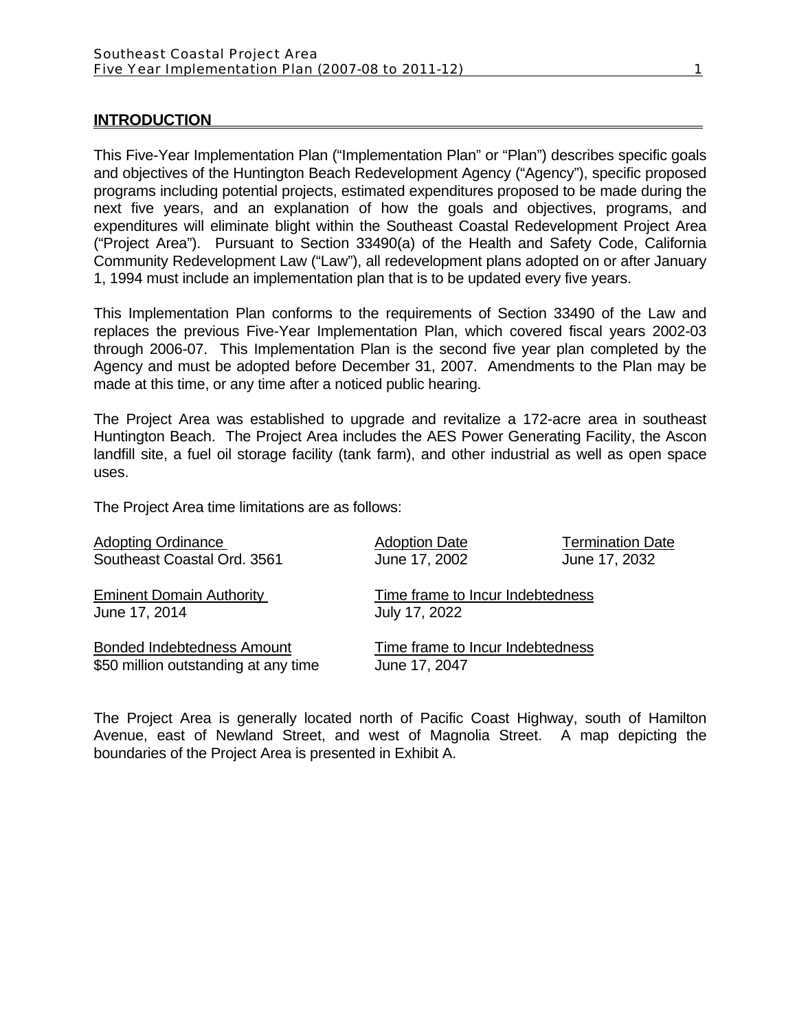## INTRODUCTION

This Five-Year Implementation Plan ("Implementation Plan" or "Plan") describes specific goals and objectives of the Huntington Beach Redevelopment Agency ("Agency"), specific proposed programs including potential projects, estimated expenditures proposed to be made during the next five years, and an explanation of how the goals and objectives, programs, and expenditures will eliminate blight within the Southeast Coastal Redevelopment Project Area ("Project Area"). Pursuant to Section 33490(a) of the Health and Safety Code, California Community Redevelopment Law ("Law"), all redevelopment plans adopted on or after January 1, 1994 must include an implementation plan that is to be updated every five years.

This Implementation Plan conforms to the requirements of Section 33490 of the Law and replaces the previous Five-Year Implementation Plan, which covered fiscal years 2002-03 through 2006-07. This Implementation Plan is the second five year plan completed by the Agency and must be adopted before December 31, 2007. Amendments to the Plan may be made at this time, or any time after a noticed public hearing.

The Project Area was established to upgrade and revitalize a 172-acre area in southeast Huntington Beach. The Project Area includes the AES Power Generating Facility, the Ascon landfill site, a fuel oil storage facility (tank farm), and other industrial as well as open space uses.

The Project Area time limitations are as follows:

| Adopting Ordinance | Adoption Date | Termination Date |
|---|---|---|
| Southeast Coastal Ord. 3561 | June 17, 2002 | June 17, 2032 |

| Eminent Domain Authority | Time frame to Incur Indebtedness |
|---|---|
| June 17, 2014 | July 17, 2022 |

| Bonded Indebtedness Amount | Time frame to Incur Indebtedness |
|---|---|
| $50 million outstanding at any time | June 17, 2047 |

The Project Area is generally located north of Pacific Coast Highway, south of Hamilton Avenue, east of Newland Street, and west of Magnolia Street. A map depicting the boundaries of the Project Area is presented in Exhibit A.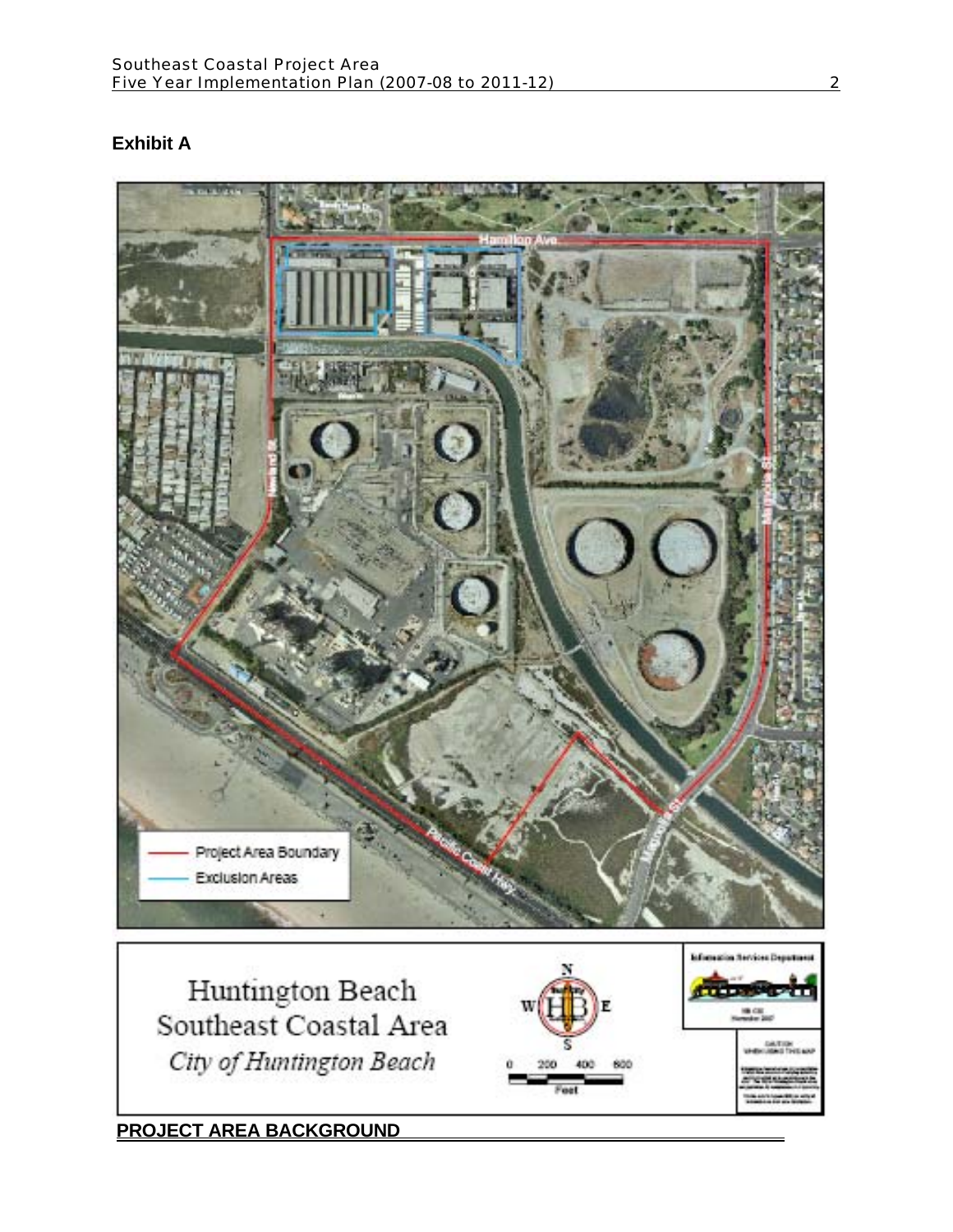## Exhibit A

Project Area Boundary

Exclusion Areas

Huntington Beach Southeast Coastal Area

*City of Huntington Beach*

## PROJECT AREA BACKGROUND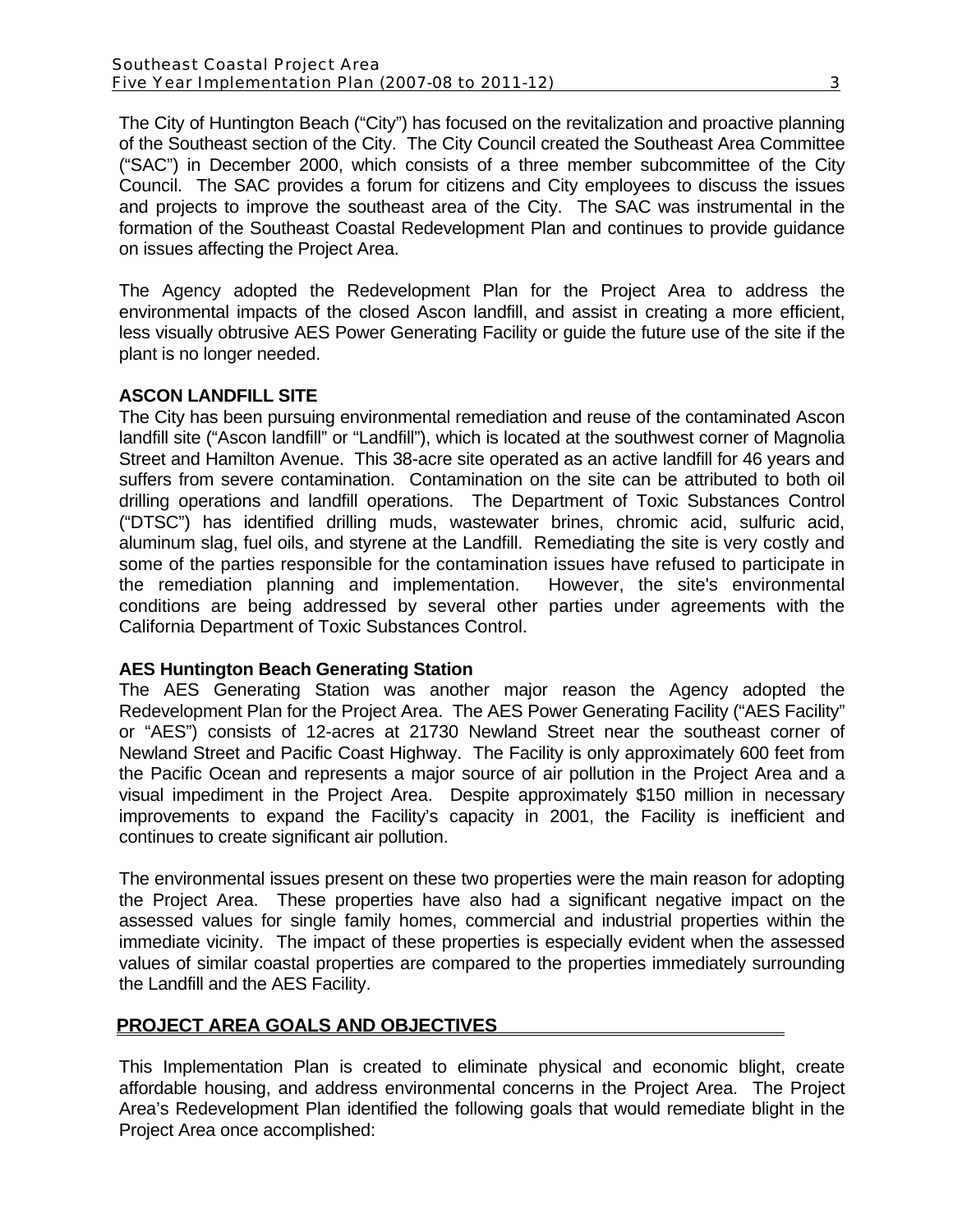The City of Huntington Beach ("City") has focused on the revitalization and proactive planning of the Southeast section of the City. The City Council created the Southeast Area Committee ("SAC") in December 2000, which consists of a three member subcommittee of the City Council. The SAC provides a forum for citizens and City employees to discuss the issues and projects to improve the southeast area of the City. The SAC was instrumental in the formation of the Southeast Coastal Redevelopment Plan and continues to provide guidance on issues affecting the Project Area.

The Agency adopted the Redevelopment Plan for the Project Area to address the environmental impacts of the closed Ascon landfill, and assist in creating a more efficient, less visually obtrusive AES Power Generating Facility or guide the future use of the site if the plant is no longer needed.

**ASCON LANDFILL SITE**

The City has been pursuing environmental remediation and reuse of the contaminated Ascon landfill site ("Ascon landfill" or "Landfill"), which is located at the southwest corner of Magnolia Street and Hamilton Avenue. This 38-acre site operated as an active landfill for 46 years and suffers from severe contamination. Contamination on the site can be attributed to both oil drilling operations and landfill operations. The Department of Toxic Substances Control ("DTSC") has identified drilling muds, wastewater brines, chromic acid, sulfuric acid, aluminum slag, fuel oils, and styrene at the Landfill. Remediating the site is very costly and some of the parties responsible for the contamination issues have refused to participate in the remediation planning and implementation. However, the site's environmental conditions are being addressed by several other parties under agreements with the California Department of Toxic Substances Control.

**AES Huntington Beach Generating Station**

The AES Generating Station was another major reason the Agency adopted the Redevelopment Plan for the Project Area. The AES Power Generating Facility ("AES Facility" or "AES") consists of 12-acres at 21730 Newland Street near the southeast corner of Newland Street and Pacific Coast Highway. The Facility is only approximately 600 feet from the Pacific Ocean and represents a major source of air pollution in the Project Area and a visual impediment in the Project Area. Despite approximately $150 million in necessary improvements to expand the Facility's capacity in 2001, the Facility is inefficient and continues to create significant air pollution.

The environmental issues present on these two properties were the main reason for adopting the Project Area. These properties have also had a significant negative impact on the assessed values for single family homes, commercial and industrial properties within the immediate vicinity. The impact of these properties is especially evident when the assessed values of similar coastal properties are compared to the properties immediately surrounding the Landfill and the AES Facility.

## PROJECT AREA GOALS AND OBJECTIVES

This Implementation Plan is created to eliminate physical and economic blight, create affordable housing, and address environmental concerns in the Project Area. The Project Area's Redevelopment Plan identified the following goals that would remediate blight in the Project Area once accomplished: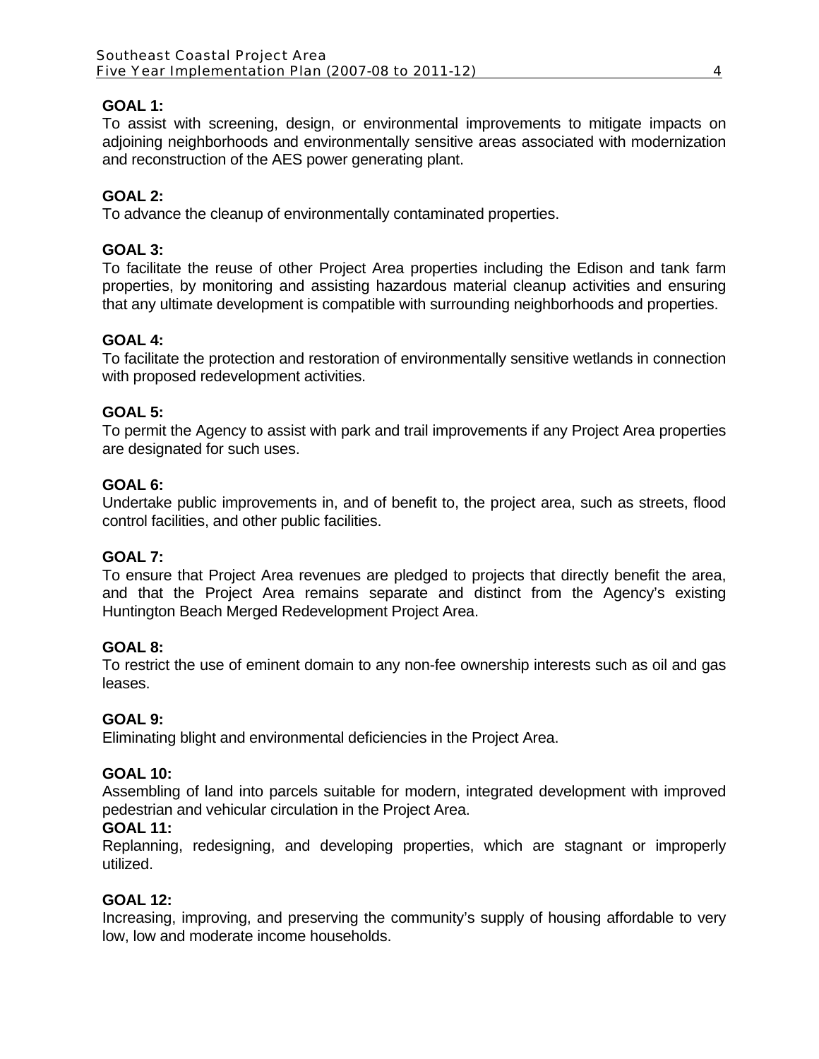**GOAL 1:**
To assist with screening, design, or environmental improvements to mitigate impacts on adjoining neighborhoods and environmentally sensitive areas associated with modernization and reconstruction of the AES power generating plant.

**GOAL 2:**
To advance the cleanup of environmentally contaminated properties.

**GOAL 3:**
To facilitate the reuse of other Project Area properties including the Edison and tank farm properties, by monitoring and assisting hazardous material cleanup activities and ensuring that any ultimate development is compatible with surrounding neighborhoods and properties.

**GOAL 4:**
To facilitate the protection and restoration of environmentally sensitive wetlands in connection with proposed redevelopment activities.

**GOAL 5:**
To permit the Agency to assist with park and trail improvements if any Project Area properties are designated for such uses.

**GOAL 6:**
Undertake public improvements in, and of benefit to, the project area, such as streets, flood control facilities, and other public facilities.

**GOAL 7:**
To ensure that Project Area revenues are pledged to projects that directly benefit the area, and that the Project Area remains separate and distinct from the Agency's existing Huntington Beach Merged Redevelopment Project Area.

**GOAL 8:**
To restrict the use of eminent domain to any non-fee ownership interests such as oil and gas leases.

**GOAL 9:**
Eliminating blight and environmental deficiencies in the Project Area.

**GOAL 10:**
Assembling of land into parcels suitable for modern, integrated development with improved pedestrian and vehicular circulation in the Project Area.

**GOAL 11:**
Replanning, redesigning, and developing properties, which are stagnant or improperly utilized.

**GOAL 12:**
Increasing, improving, and preserving the community's supply of housing affordable to very low, low and moderate income households.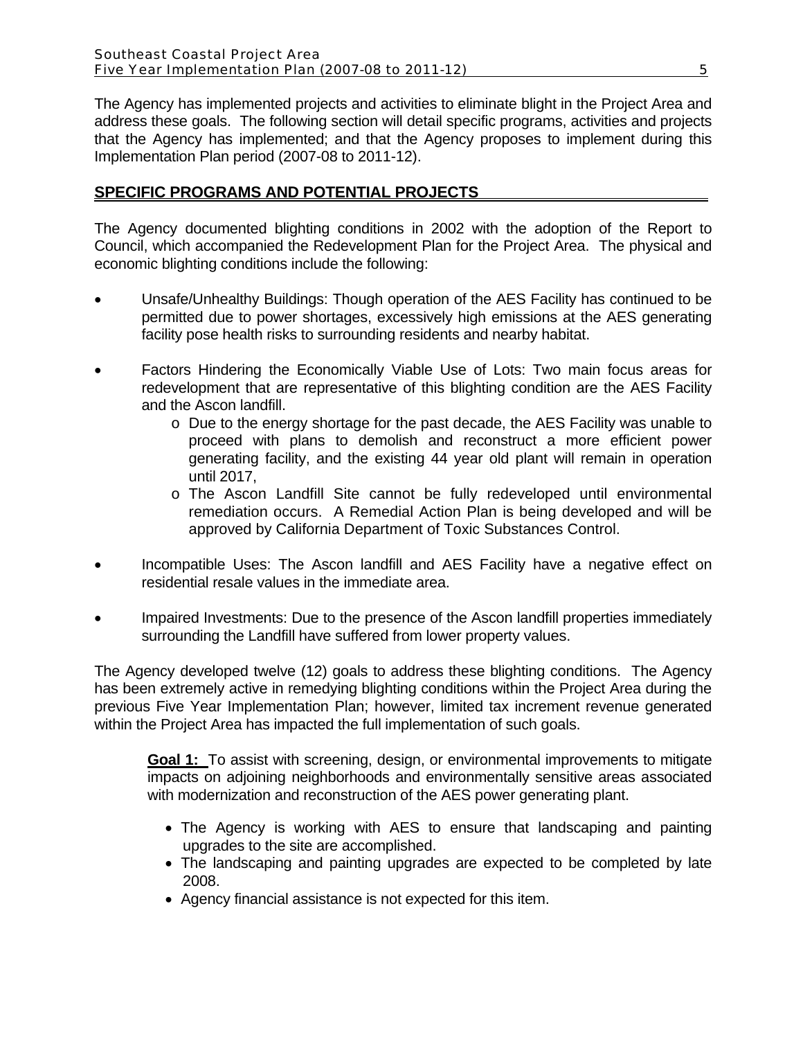The Agency has implemented projects and activities to eliminate blight in the Project Area and address these goals. The following section will detail specific programs, activities and projects that the Agency has implemented; and that the Agency proposes to implement during this Implementation Plan period (2007-08 to 2011-12).

## SPECIFIC PROGRAMS AND POTENTIAL PROJECTS

The Agency documented blighting conditions in 2002 with the adoption of the Report to Council, which accompanied the Redevelopment Plan for the Project Area. The physical and economic blighting conditions include the following:

- Unsafe/Unhealthy Buildings: Though operation of the AES Facility has continued to be permitted due to power shortages, excessively high emissions at the AES generating facility pose health risks to surrounding residents and nearby habitat.
- Factors Hindering the Economically Viable Use of Lots: Two main focus areas for redevelopment that are representative of this blighting condition are the AES Facility and the Ascon landfill.
  - Due to the energy shortage for the past decade, the AES Facility was unable to proceed with plans to demolish and reconstruct a more efficient power generating facility, and the existing 44 year old plant will remain in operation until 2017,
  - The Ascon Landfill Site cannot be fully redeveloped until environmental remediation occurs. A Remedial Action Plan is being developed and will be approved by California Department of Toxic Substances Control.
- Incompatible Uses: The Ascon landfill and AES Facility have a negative effect on residential resale values in the immediate area.
- Impaired Investments: Due to the presence of the Ascon landfill properties immediately surrounding the Landfill have suffered from lower property values.

The Agency developed twelve (12) goals to address these blighting conditions. The Agency has been extremely active in remedying blighting conditions within the Project Area during the previous Five Year Implementation Plan; however, limited tax increment revenue generated within the Project Area has impacted the full implementation of such goals.

**Goal 1:** To assist with screening, design, or environmental improvements to mitigate impacts on adjoining neighborhoods and environmentally sensitive areas associated with modernization and reconstruction of the AES power generating plant.

- The Agency is working with AES to ensure that landscaping and painting upgrades to the site are accomplished.
- The landscaping and painting upgrades are expected to be completed by late 2008.
- Agency financial assistance is not expected for this item.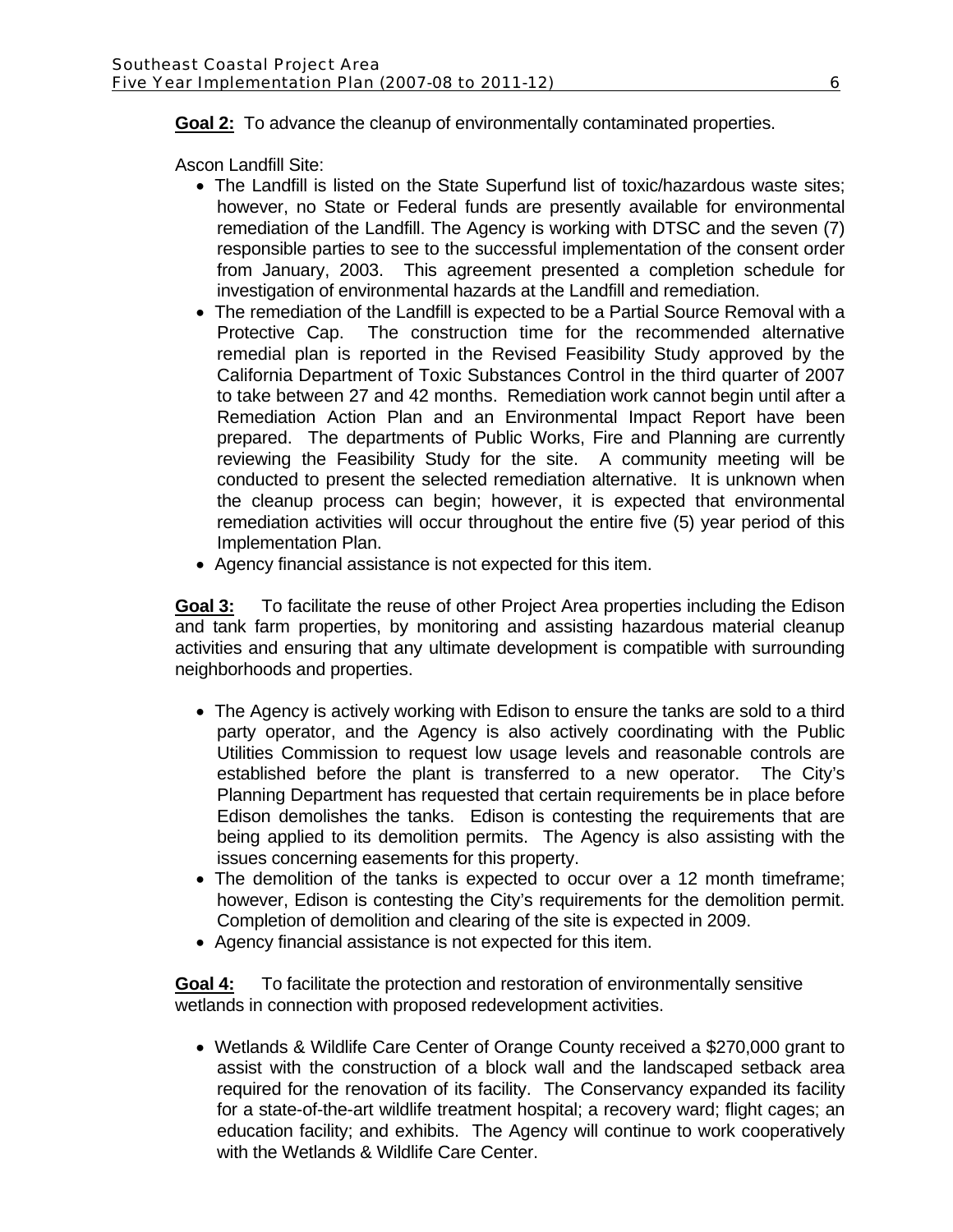**Goal 2:** To advance the cleanup of environmentally contaminated properties.

Ascon Landfill Site:

- The Landfill is listed on the State Superfund list of toxic/hazardous waste sites; however, no State or Federal funds are presently available for environmental remediation of the Landfill. The Agency is working with DTSC and the seven (7) responsible parties to see to the successful implementation of the consent order from January, 2003. This agreement presented a completion schedule for investigation of environmental hazards at the Landfill and remediation.
- The remediation of the Landfill is expected to be a Partial Source Removal with a Protective Cap. The construction time for the recommended alternative remedial plan is reported in the Revised Feasibility Study approved by the California Department of Toxic Substances Control in the third quarter of 2007 to take between 27 and 42 months. Remediation work cannot begin until after a Remediation Action Plan and an Environmental Impact Report have been prepared. The departments of Public Works, Fire and Planning are currently reviewing the Feasibility Study for the site. A community meeting will be conducted to present the selected remediation alternative. It is unknown when the cleanup process can begin; however, it is expected that environmental remediation activities will occur throughout the entire five (5) year period of this Implementation Plan.
- Agency financial assistance is not expected for this item.

**Goal 3:** To facilitate the reuse of other Project Area properties including the Edison and tank farm properties, by monitoring and assisting hazardous material cleanup activities and ensuring that any ultimate development is compatible with surrounding neighborhoods and properties.

- The Agency is actively working with Edison to ensure the tanks are sold to a third party operator, and the Agency is also actively coordinating with the Public Utilities Commission to request low usage levels and reasonable controls are established before the plant is transferred to a new operator. The City's Planning Department has requested that certain requirements be in place before Edison demolishes the tanks. Edison is contesting the requirements that are being applied to its demolition permits. The Agency is also assisting with the issues concerning easements for this property.
- The demolition of the tanks is expected to occur over a 12 month timeframe; however, Edison is contesting the City's requirements for the demolition permit. Completion of demolition and clearing of the site is expected in 2009.
- Agency financial assistance is not expected for this item.

**Goal 4:** To facilitate the protection and restoration of environmentally sensitive wetlands in connection with proposed redevelopment activities.

- Wetlands & Wildlife Care Center of Orange County received a $270,000 grant to assist with the construction of a block wall and the landscaped setback area required for the renovation of its facility. The Conservancy expanded its facility for a state-of-the-art wildlife treatment hospital; a recovery ward; flight cages; an education facility; and exhibits. The Agency will continue to work cooperatively with the Wetlands & Wildlife Care Center.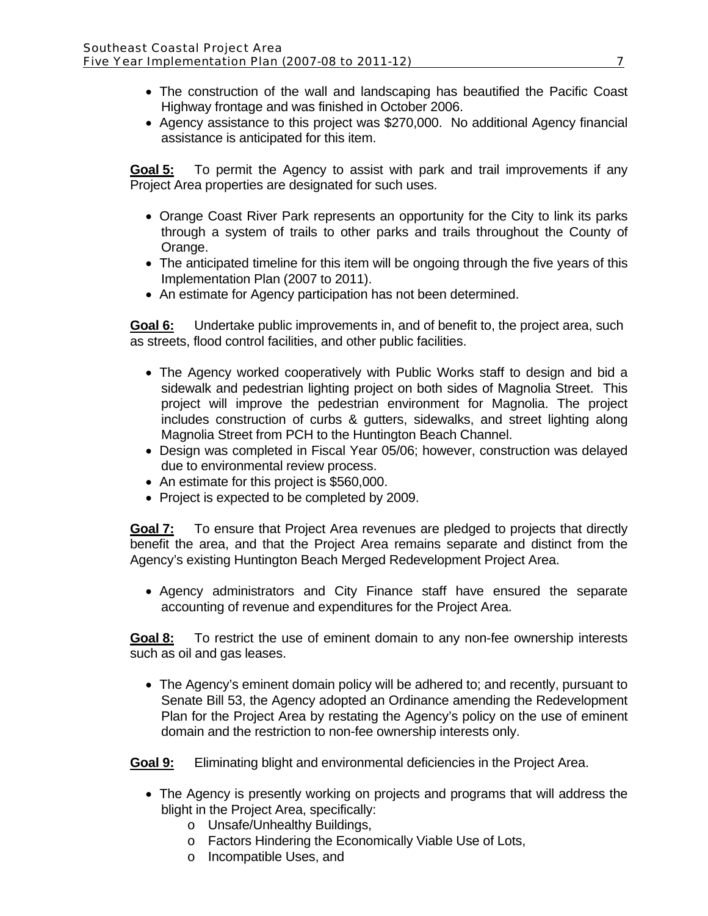- The construction of the wall and landscaping has beautified the Pacific Coast Highway frontage and was finished in October 2006.
- Agency assistance to this project was $270,000. No additional Agency financial assistance is anticipated for this item.

**Goal 5:** To permit the Agency to assist with park and trail improvements if any Project Area properties are designated for such uses.

- Orange Coast River Park represents an opportunity for the City to link its parks through a system of trails to other parks and trails throughout the County of Orange.
- The anticipated timeline for this item will be ongoing through the five years of this Implementation Plan (2007 to 2011).
- An estimate for Agency participation has not been determined.

**Goal 6:** Undertake public improvements in, and of benefit to, the project area, such as streets, flood control facilities, and other public facilities.

- The Agency worked cooperatively with Public Works staff to design and bid a sidewalk and pedestrian lighting project on both sides of Magnolia Street. This project will improve the pedestrian environment for Magnolia. The project includes construction of curbs & gutters, sidewalks, and street lighting along Magnolia Street from PCH to the Huntington Beach Channel.
- Design was completed in Fiscal Year 05/06; however, construction was delayed due to environmental review process.
- An estimate for this project is $560,000.
- Project is expected to be completed by 2009.

**Goal 7:** To ensure that Project Area revenues are pledged to projects that directly benefit the area, and that the Project Area remains separate and distinct from the Agency's existing Huntington Beach Merged Redevelopment Project Area.

- Agency administrators and City Finance staff have ensured the separate accounting of revenue and expenditures for the Project Area.

**Goal 8:** To restrict the use of eminent domain to any non-fee ownership interests such as oil and gas leases.

- The Agency's eminent domain policy will be adhered to; and recently, pursuant to Senate Bill 53, the Agency adopted an Ordinance amending the Redevelopment Plan for the Project Area by restating the Agency's policy on the use of eminent domain and the restriction to non-fee ownership interests only.

**Goal 9:** Eliminating blight and environmental deficiencies in the Project Area.

- The Agency is presently working on projects and programs that will address the blight in the Project Area, specifically:
  - Unsafe/Unhealthy Buildings,
  - Factors Hindering the Economically Viable Use of Lots,
  - Incompatible Uses, and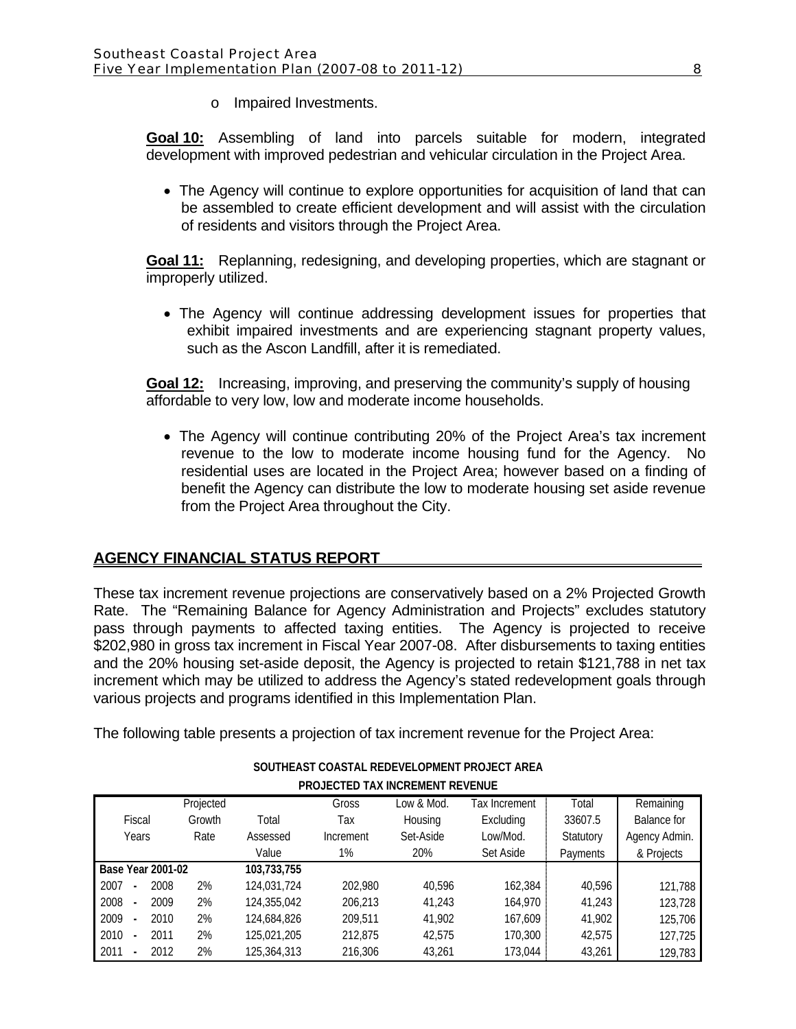- o Impaired Investments.

**Goal 10:** Assembling of land into parcels suitable for modern, integrated development with improved pedestrian and vehicular circulation in the Project Area.

- The Agency will continue to explore opportunities for acquisition of land that can be assembled to create efficient development and will assist with the circulation of residents and visitors through the Project Area.

**Goal 11:** Replanning, redesigning, and developing properties, which are stagnant or improperly utilized.

- The Agency will continue addressing development issues for properties that exhibit impaired investments and are experiencing stagnant property values, such as the Ascon Landfill, after it is remediated.

**Goal 12:** Increasing, improving, and preserving the community's supply of housing affordable to very low, low and moderate income households.

- The Agency will continue contributing 20% of the Project Area's tax increment revenue to the low to moderate income housing fund for the Agency. No residential uses are located in the Project Area; however based on a finding of benefit the Agency can distribute the low to moderate housing set aside revenue from the Project Area throughout the City.

## AGENCY FINANCIAL STATUS REPORT

These tax increment revenue projections are conservatively based on a 2% Projected Growth Rate. The "Remaining Balance for Agency Administration and Projects" excludes statutory pass through payments to affected taxing entities. The Agency is projected to receive $202,980 in gross tax increment in Fiscal Year 2007-08. After disbursements to taxing entities and the 20% housing set-aside deposit, the Agency is projected to retain $121,788 in net tax increment which may be utilized to address the Agency's stated redevelopment goals through various projects and programs identified in this Implementation Plan.

The following table presents a projection of tax increment revenue for the Project Area:

**SOUTHEAST COASTAL REDEVELOPMENT PROJECT AREA**
**PROJECTED TAX INCREMENT REVENUE**

| Fiscal Years | Projected Growth Rate | Total Assessed Value | Gross Tax Increment 1% | Low & Mod. Housing Set-Aside 20% | Tax Increment Excluding Low/Mod. Set Aside | Total 33607.5 Statutory Payments | Remaining Balance for Agency Admin. & Projects |
|---|---|---|---|---|---|---|---|
| **Base Year 2001-02** | | **103,733,755** | | | | | |
| 2007 - 2008 | 2% | 124,031,724 | 202,980 | 40,596 | 162,384 | 40,596 | 121,788 |
| 2008 - 2009 | 2% | 124,355,042 | 206,213 | 41,243 | 164,970 | 41,243 | 123,728 |
| 2009 - 2010 | 2% | 124,684,826 | 209,511 | 41,902 | 167,609 | 41,902 | 125,706 |
| 2010 - 2011 | 2% | 125,021,205 | 212,875 | 42,575 | 170,300 | 42,575 | 127,725 |
| 2011 - 2012 | 2% | 125,364,313 | 216,306 | 43,261 | 173,044 | 43,261 | 129,783 |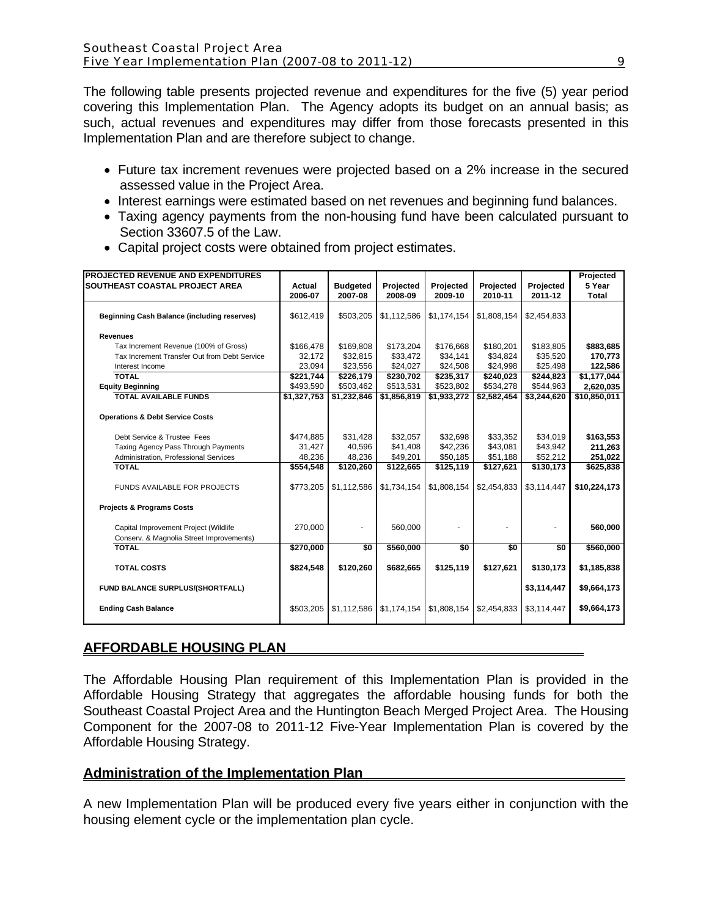The following table presents projected revenue and expenditures for the five (5) year period covering this Implementation Plan. The Agency adopts its budget on an annual basis; as such, actual revenues and expenditures may differ from those forecasts presented in this Implementation Plan and are therefore subject to change.

- Future tax increment revenues were projected based on a 2% increase in the secured assessed value in the Project Area.
- Interest earnings were estimated based on net revenues and beginning fund balances.
- Taxing agency payments from the non-housing fund have been calculated pursuant to Section 33607.5 of the Law.
- Capital project costs were obtained from project estimates.

| PROJECTED REVENUE AND EXPENDITURES SOUTHEAST COASTAL PROJECT AREA | Actual 2006-07 | Budgeted 2007-08 | Projected 2008-09 | Projected 2009-10 | Projected 2010-11 | Projected 2011-12 | Projected 5 Year Total |
|---|---|---|---|---|---|---|---|
| **Beginning Cash Balance (including reserves)** | $612,419 | $503,205 | $1,112,586 | $1,174,154 | $1,808,154 | $2,454,833 | |
| **Revenues** | | | | | | | |
| Tax Increment Revenue (100% of Gross) | $166,478 | $169,808 | $173,204 | $176,668 | $180,201 | $183,805 | **$883,685** |
| Tax Increment Transfer Out from Debt Service | 32,172 | $32,815 | $33,472 | $34,141 | $34,824 | $35,520 | **170,773** |
| Interest Income | 23,094 | $23,556 | $24,027 | $24,508 | $24,998 | $25,498 | **122,586** |
| **TOTAL** | **$221,744** | **$226,179** | **$230,702** | **$235,317** | **$240,023** | **$244,823** | **$1,177,044** |
| **Equity Beginning** | $493,590 | $503,462 | $513,531 | $523,802 | $534,278 | $544,963 | **2,620,035** |
| **TOTAL AVAILABLE FUNDS** | **$1,327,753** | **$1,232,846** | **$1,856,819** | **$1,933,272** | **$2,582,454** | **$3,244,620** | **$10,850,011** |
| **Operations & Debt Service Costs** | | | | | | | |
| Debt Service & Trustee Fees | $474,885 | $31,428 | $32,057 | $32,698 | $33,352 | $34,019 | **$163,553** |
| Taxing Agency Pass Through Payments | 31,427 | 40,596 | $41,408 | $42,236 | $43,081 | $43,942 | **211,263** |
| Administration, Professional Services | 48,236 | 48,236 | $49,201 | $50,185 | $51,188 | $52,212 | **251,022** |
| **TOTAL** | **$554,548** | **$120,260** | **$122,665** | **$125,119** | **$127,621** | **$130,173** | **$625,838** |
| FUNDS AVAILABLE FOR PROJECTS | $773,205 | $1,112,586 | $1,734,154 | $1,808,154 | $2,454,833 | $3,114,447 | **$10,224,173** |
| **Projects & Programs Costs** | | | | | | | |
| Capital Improvement Project (Wildlife Conserv. & Magnolia Street Improvements) | 270,000 | - | 560,000 | - | - | - | **560,000** |
| **TOTAL** | **$270,000** | **$0** | **$560,000** | **$0** | **$0** | **$0** | **$560,000** |
| **TOTAL COSTS** | **$824,548** | **$120,260** | **$682,665** | **$125,119** | **$127,621** | **$130,173** | **$1,185,838** |
| **FUND BALANCE SURPLUS/(SHORTFALL)** | | | | | | **$3,114,447** | **$9,664,173** |
| **Ending Cash Balance** | $503,205 | $1,112,586 | $1,174,154 | $1,808,154 | $2,454,833 | $3,114,447 | **$9,664,173** |

## AFFORDABLE HOUSING PLAN

The Affordable Housing Plan requirement of this Implementation Plan is provided in the Affordable Housing Strategy that aggregates the affordable housing funds for both the Southeast Coastal Project Area and the Huntington Beach Merged Project Area. The Housing Component for the 2007-08 to 2011-12 Five-Year Implementation Plan is covered by the Affordable Housing Strategy.

## Administration of the Implementation Plan

A new Implementation Plan will be produced every five years either in conjunction with the housing element cycle or the implementation plan cycle.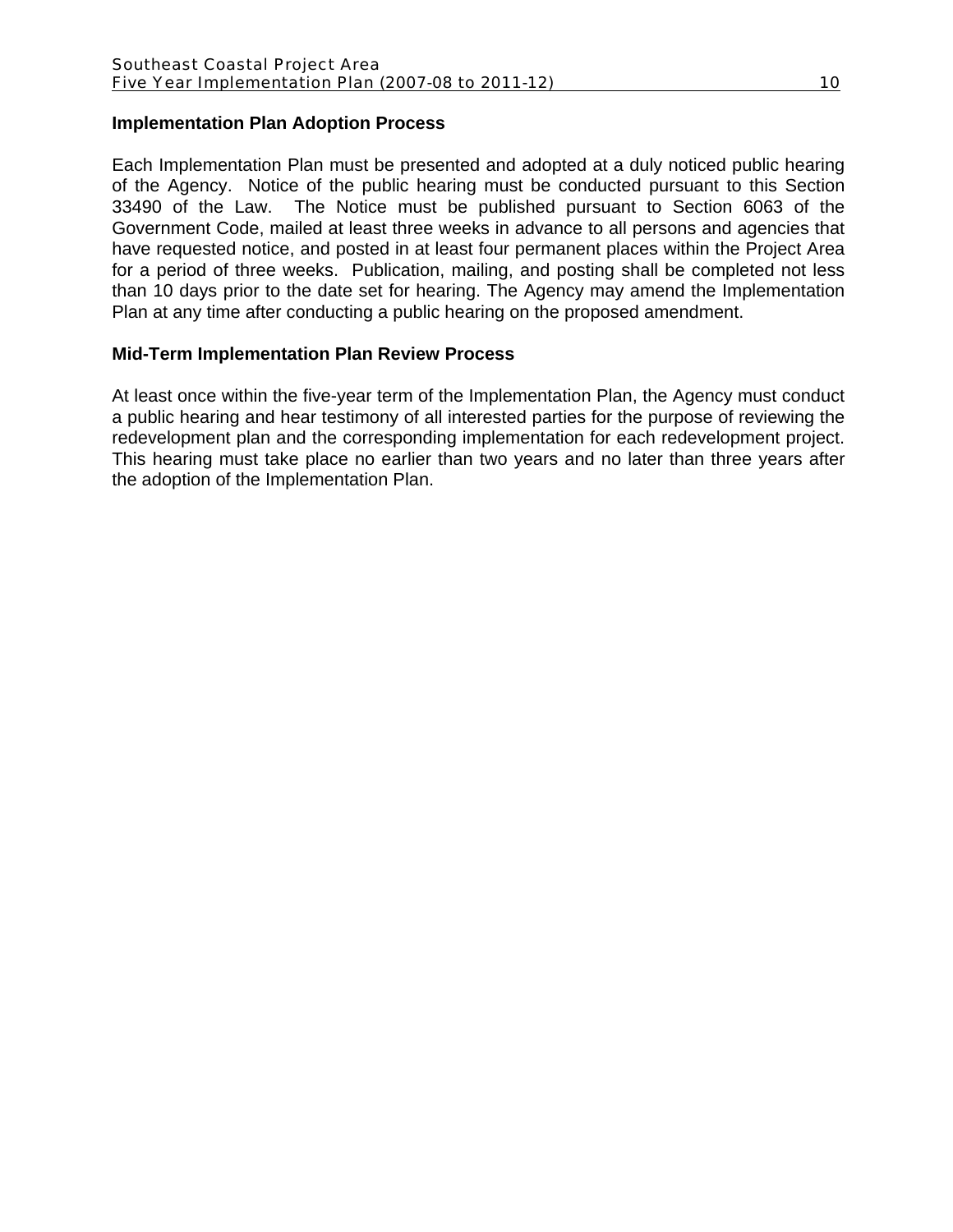**Implementation Plan Adoption Process**

Each Implementation Plan must be presented and adopted at a duly noticed public hearing of the Agency. Notice of the public hearing must be conducted pursuant to this Section 33490 of the Law. The Notice must be published pursuant to Section 6063 of the Government Code, mailed at least three weeks in advance to all persons and agencies that have requested notice, and posted in at least four permanent places within the Project Area for a period of three weeks. Publication, mailing, and posting shall be completed not less than 10 days prior to the date set for hearing. The Agency may amend the Implementation Plan at any time after conducting a public hearing on the proposed amendment.

**Mid-Term Implementation Plan Review Process**

At least once within the five-year term of the Implementation Plan, the Agency must conduct a public hearing and hear testimony of all interested parties for the purpose of reviewing the redevelopment plan and the corresponding implementation for each redevelopment project. This hearing must take place no earlier than two years and no later than three years after the adoption of the Implementation Plan.